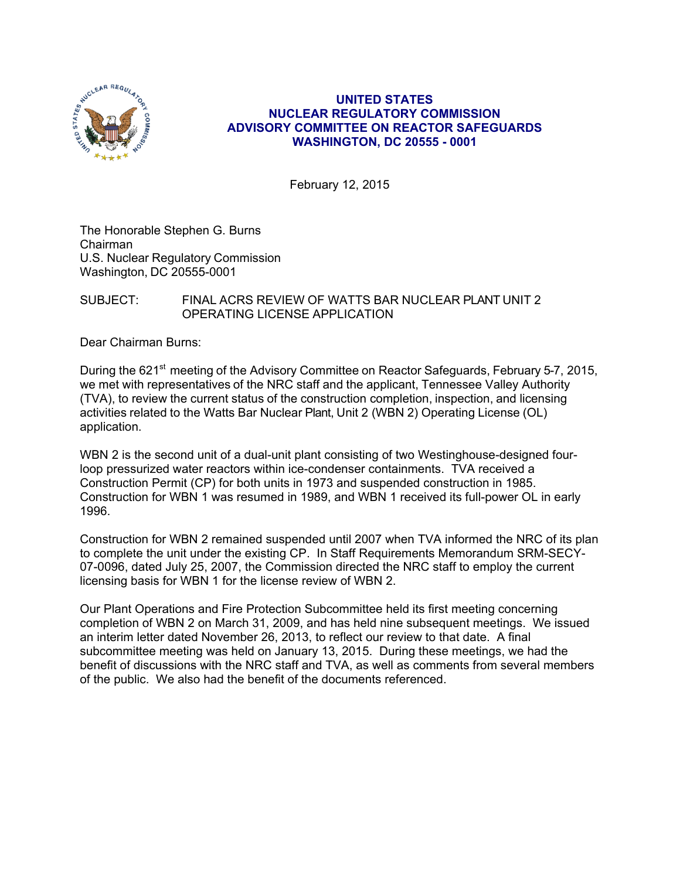**UNITED STATES**
**NUCLEAR REGULATORY COMMISSION**
**ADVISORY COMMITTEE ON REACTOR SAFEGUARDS**
**WASHINGTON, DC 20555 - 0001**

February 12, 2015

The Honorable Stephen G. Burns
Chairman
U.S. Nuclear Regulatory Commission
Washington, DC 20555-0001

SUBJECT: FINAL ACRS REVIEW OF WATTS BAR NUCLEAR PLANT UNIT 2 OPERATING LICENSE APPLICATION

Dear Chairman Burns:

During the 621st meeting of the Advisory Committee on Reactor Safeguards, February 5-7, 2015, we met with representatives of the NRC staff and the applicant, Tennessee Valley Authority (TVA), to review the current status of the construction completion, inspection, and licensing activities related to the Watts Bar Nuclear Plant, Unit 2 (WBN 2) Operating License (OL) application.

WBN 2 is the second unit of a dual-unit plant consisting of two Westinghouse-designed four-loop pressurized water reactors within ice-condenser containments. TVA received a Construction Permit (CP) for both units in 1973 and suspended construction in 1985. Construction for WBN 1 was resumed in 1989, and WBN 1 received its full-power OL in early 1996.

Construction for WBN 2 remained suspended until 2007 when TVA informed the NRC of its plan to complete the unit under the existing CP. In Staff Requirements Memorandum SRM-SECY-07-0096, dated July 25, 2007, the Commission directed the NRC staff to employ the current licensing basis for WBN 1 for the license review of WBN 2.

Our Plant Operations and Fire Protection Subcommittee held its first meeting concerning completion of WBN 2 on March 31, 2009, and has held nine subsequent meetings. We issued an interim letter dated November 26, 2013, to reflect our review to that date. A final subcommittee meeting was held on January 13, 2015. During these meetings, we had the benefit of discussions with the NRC staff and TVA, as well as comments from several members of the public. We also had the benefit of the documents referenced.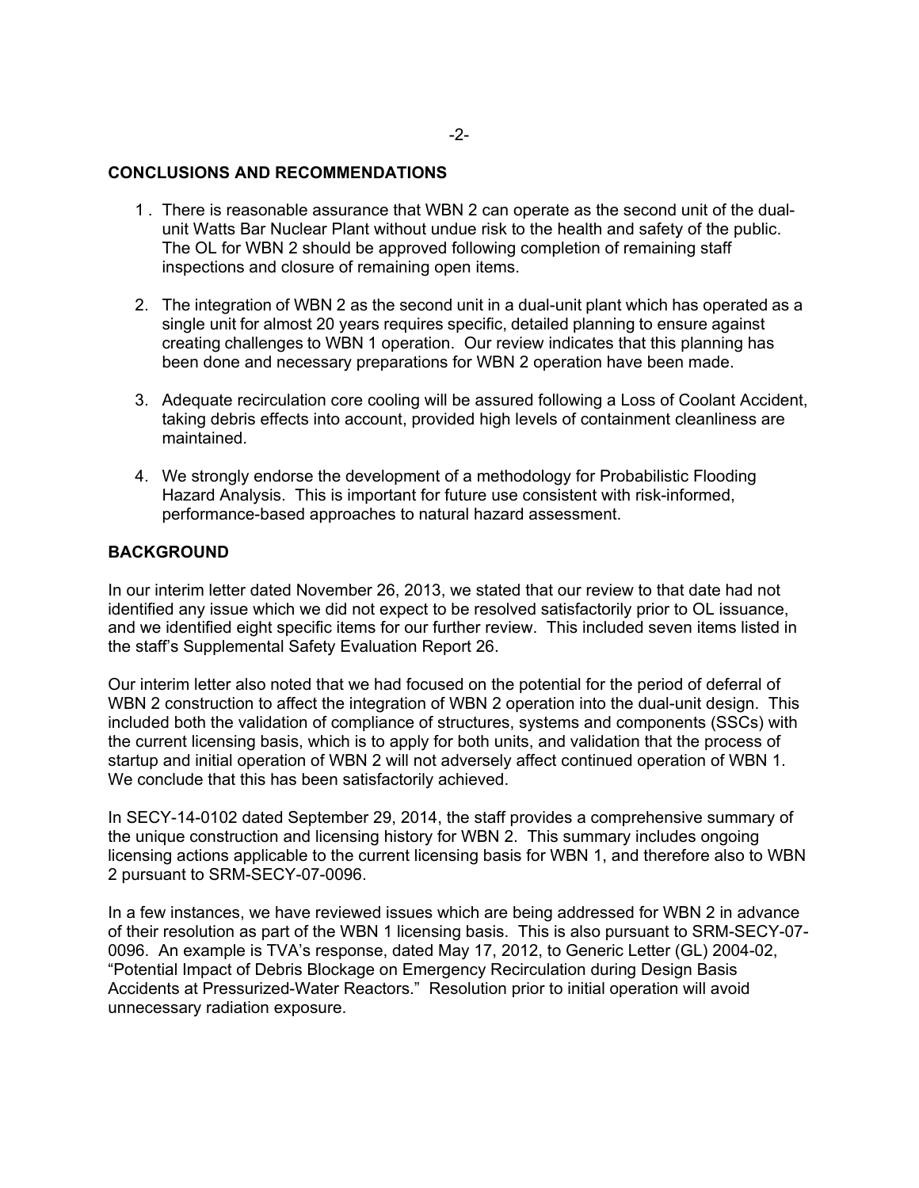## CONCLUSIONS AND RECOMMENDATIONS

1. There is reasonable assurance that WBN 2 can operate as the second unit of the dual-unit Watts Bar Nuclear Plant without undue risk to the health and safety of the public. The OL for WBN 2 should be approved following completion of remaining staff inspections and closure of remaining open items.

2. The integration of WBN 2 as the second unit in a dual-unit plant which has operated as a single unit for almost 20 years requires specific, detailed planning to ensure against creating challenges to WBN 1 operation. Our review indicates that this planning has been done and necessary preparations for WBN 2 operation have been made.

3. Adequate recirculation core cooling will be assured following a Loss of Coolant Accident, taking debris effects into account, provided high levels of containment cleanliness are maintained.

4. We strongly endorse the development of a methodology for Probabilistic Flooding Hazard Analysis. This is important for future use consistent with risk-informed, performance-based approaches to natural hazard assessment.

## BACKGROUND

In our interim letter dated November 26, 2013, we stated that our review to that date had not identified any issue which we did not expect to be resolved satisfactorily prior to OL issuance, and we identified eight specific items for our further review. This included seven items listed in the staff's Supplemental Safety Evaluation Report 26.

Our interim letter also noted that we had focused on the potential for the period of deferral of WBN 2 construction to affect the integration of WBN 2 operation into the dual-unit design. This included both the validation of compliance of structures, systems and components (SSCs) with the current licensing basis, which is to apply for both units, and validation that the process of startup and initial operation of WBN 2 will not adversely affect continued operation of WBN 1. We conclude that this has been satisfactorily achieved.

In SECY-14-0102 dated September 29, 2014, the staff provides a comprehensive summary of the unique construction and licensing history for WBN 2. This summary includes ongoing licensing actions applicable to the current licensing basis for WBN 1, and therefore also to WBN 2 pursuant to SRM-SECY-07-0096.

In a few instances, we have reviewed issues which are being addressed for WBN 2 in advance of their resolution as part of the WBN 1 licensing basis. This is also pursuant to SRM-SECY-07-0096. An example is TVA's response, dated May 17, 2012, to Generic Letter (GL) 2004-02, "Potential Impact of Debris Blockage on Emergency Recirculation during Design Basis Accidents at Pressurized-Water Reactors." Resolution prior to initial operation will avoid unnecessary radiation exposure.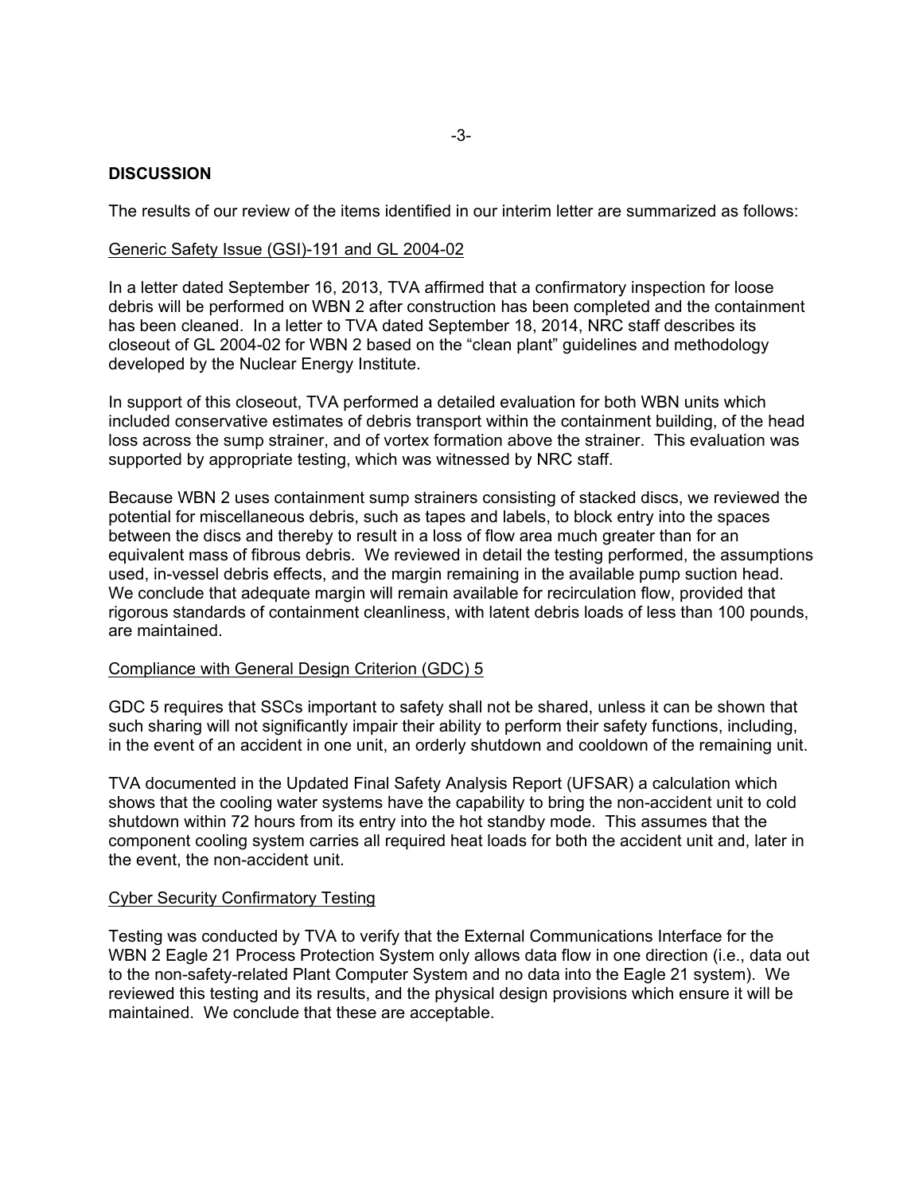## DISCUSSION

The results of our review of the items identified in our interim letter are summarized as follows:

### Generic Safety Issue (GSI)-191 and GL 2004-02

In a letter dated September 16, 2013, TVA affirmed that a confirmatory inspection for loose debris will be performed on WBN 2 after construction has been completed and the containment has been cleaned. In a letter to TVA dated September 18, 2014, NRC staff describes its closeout of GL 2004-02 for WBN 2 based on the "clean plant" guidelines and methodology developed by the Nuclear Energy Institute.

In support of this closeout, TVA performed a detailed evaluation for both WBN units which included conservative estimates of debris transport within the containment building, of the head loss across the sump strainer, and of vortex formation above the strainer. This evaluation was supported by appropriate testing, which was witnessed by NRC staff.

Because WBN 2 uses containment sump strainers consisting of stacked discs, we reviewed the potential for miscellaneous debris, such as tapes and labels, to block entry into the spaces between the discs and thereby to result in a loss of flow area much greater than for an equivalent mass of fibrous debris. We reviewed in detail the testing performed, the assumptions used, in-vessel debris effects, and the margin remaining in the available pump suction head. We conclude that adequate margin will remain available for recirculation flow, provided that rigorous standards of containment cleanliness, with latent debris loads of less than 100 pounds, are maintained.

### Compliance with General Design Criterion (GDC) 5

GDC 5 requires that SSCs important to safety shall not be shared, unless it can be shown that such sharing will not significantly impair their ability to perform their safety functions, including, in the event of an accident in one unit, an orderly shutdown and cooldown of the remaining unit.

TVA documented in the Updated Final Safety Analysis Report (UFSAR) a calculation which shows that the cooling water systems have the capability to bring the non-accident unit to cold shutdown within 72 hours from its entry into the hot standby mode. This assumes that the component cooling system carries all required heat loads for both the accident unit and, later in the event, the non-accident unit.

### Cyber Security Confirmatory Testing

Testing was conducted by TVA to verify that the External Communications Interface for the WBN 2 Eagle 21 Process Protection System only allows data flow in one direction (i.e., data out to the non-safety-related Plant Computer System and no data into the Eagle 21 system). We reviewed this testing and its results, and the physical design provisions which ensure it will be maintained. We conclude that these are acceptable.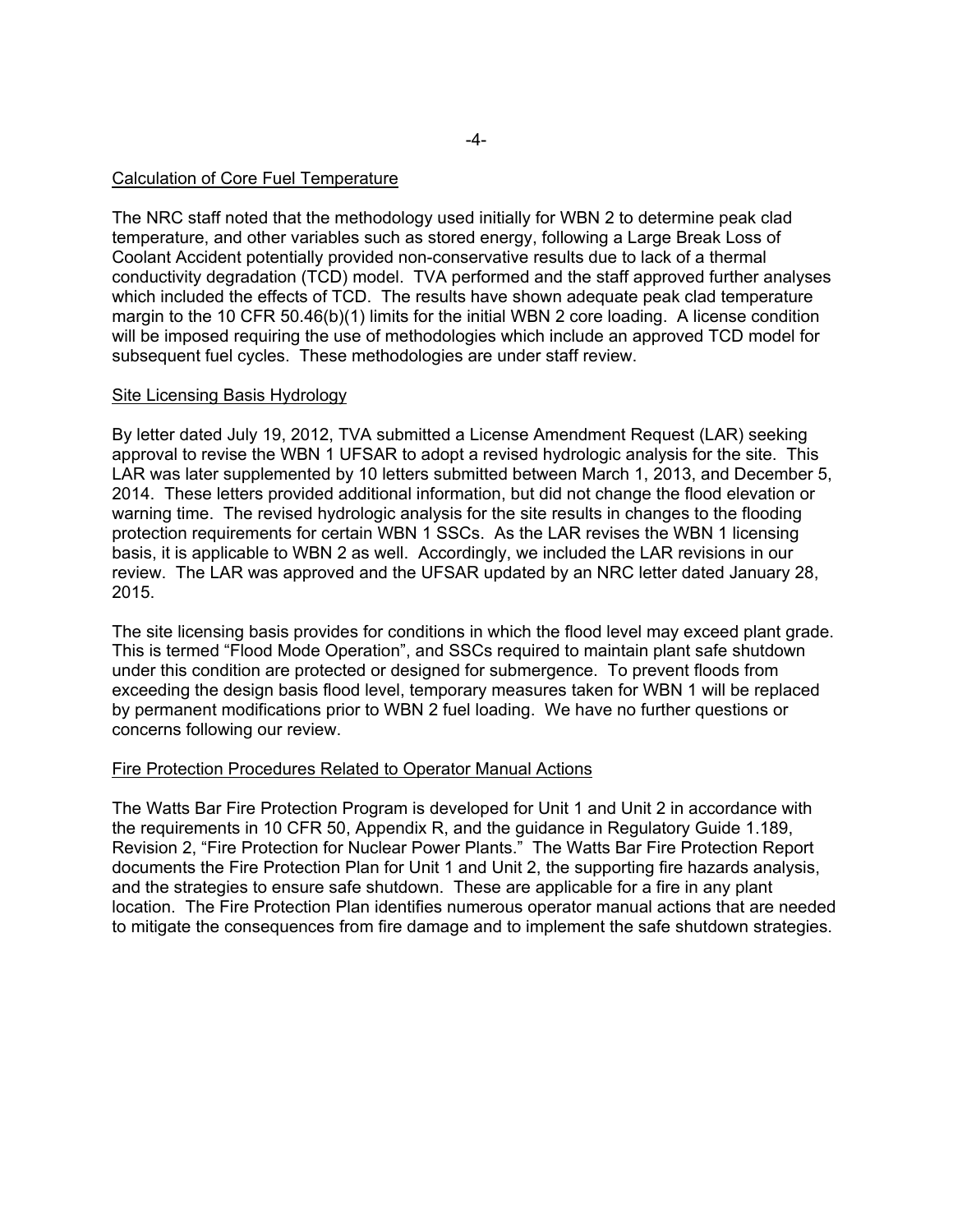## Calculation of Core Fuel Temperature

The NRC staff noted that the methodology used initially for WBN 2 to determine peak clad temperature, and other variables such as stored energy, following a Large Break Loss of Coolant Accident potentially provided non-conservative results due to lack of a thermal conductivity degradation (TCD) model. TVA performed and the staff approved further analyses which included the effects of TCD. The results have shown adequate peak clad temperature margin to the 10 CFR 50.46(b)(1) limits for the initial WBN 2 core loading. A license condition will be imposed requiring the use of methodologies which include an approved TCD model for subsequent fuel cycles. These methodologies are under staff review.

## Site Licensing Basis Hydrology

By letter dated July 19, 2012, TVA submitted a License Amendment Request (LAR) seeking approval to revise the WBN 1 UFSAR to adopt a revised hydrologic analysis for the site. This LAR was later supplemented by 10 letters submitted between March 1, 2013, and December 5, 2014. These letters provided additional information, but did not change the flood elevation or warning time. The revised hydrologic analysis for the site results in changes to the flooding protection requirements for certain WBN 1 SSCs. As the LAR revises the WBN 1 licensing basis, it is applicable to WBN 2 as well. Accordingly, we included the LAR revisions in our review. The LAR was approved and the UFSAR updated by an NRC letter dated January 28, 2015.

The site licensing basis provides for conditions in which the flood level may exceed plant grade. This is termed "Flood Mode Operation", and SSCs required to maintain plant safe shutdown under this condition are protected or designed for submergence. To prevent floods from exceeding the design basis flood level, temporary measures taken for WBN 1 will be replaced by permanent modifications prior to WBN 2 fuel loading. We have no further questions or concerns following our review.

## Fire Protection Procedures Related to Operator Manual Actions

The Watts Bar Fire Protection Program is developed for Unit 1 and Unit 2 in accordance with the requirements in 10 CFR 50, Appendix R, and the guidance in Regulatory Guide 1.189, Revision 2, "Fire Protection for Nuclear Power Plants." The Watts Bar Fire Protection Report documents the Fire Protection Plan for Unit 1 and Unit 2, the supporting fire hazards analysis, and the strategies to ensure safe shutdown. These are applicable for a fire in any plant location. The Fire Protection Plan identifies numerous operator manual actions that are needed to mitigate the consequences from fire damage and to implement the safe shutdown strategies.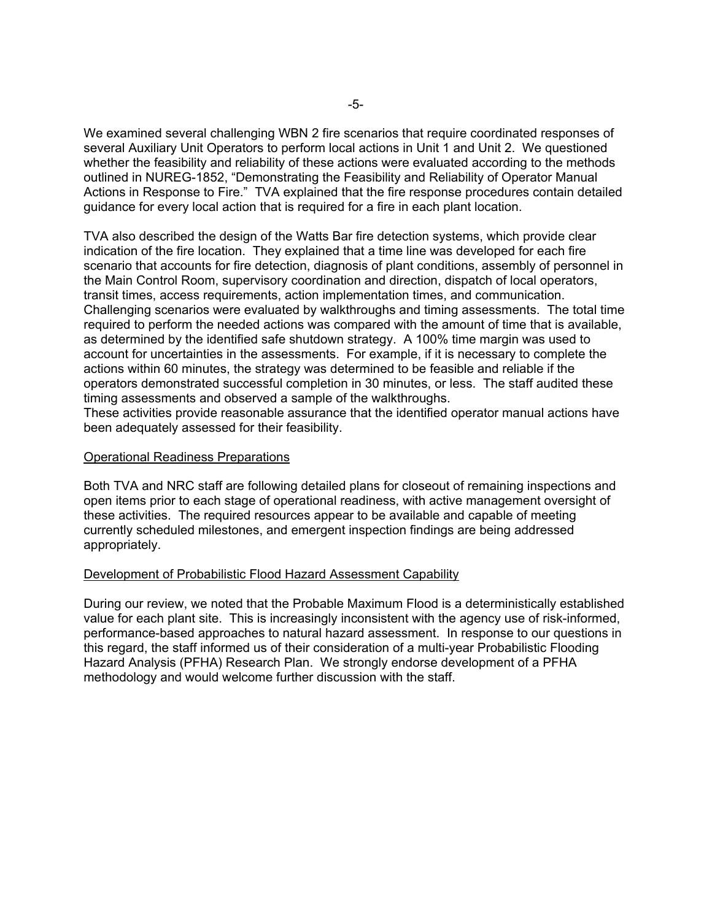We examined several challenging WBN 2 fire scenarios that require coordinated responses of several Auxiliary Unit Operators to perform local actions in Unit 1 and Unit 2. We questioned whether the feasibility and reliability of these actions were evaluated according to the methods outlined in NUREG-1852, "Demonstrating the Feasibility and Reliability of Operator Manual Actions in Response to Fire." TVA explained that the fire response procedures contain detailed guidance for every local action that is required for a fire in each plant location.

TVA also described the design of the Watts Bar fire detection systems, which provide clear indication of the fire location. They explained that a time line was developed for each fire scenario that accounts for fire detection, diagnosis of plant conditions, assembly of personnel in the Main Control Room, supervisory coordination and direction, dispatch of local operators, transit times, access requirements, action implementation times, and communication. Challenging scenarios were evaluated by walkthroughs and timing assessments. The total time required to perform the needed actions was compared with the amount of time that is available, as determined by the identified safe shutdown strategy. A 100% time margin was used to account for uncertainties in the assessments. For example, if it is necessary to complete the actions within 60 minutes, the strategy was determined to be feasible and reliable if the operators demonstrated successful completion in 30 minutes, or less. The staff audited these timing assessments and observed a sample of the walkthroughs.
These activities provide reasonable assurance that the identified operator manual actions have been adequately assessed for their feasibility.

<u>Operational Readiness Preparations</u>

Both TVA and NRC staff are following detailed plans for closeout of remaining inspections and open items prior to each stage of operational readiness, with active management oversight of these activities. The required resources appear to be available and capable of meeting currently scheduled milestones, and emergent inspection findings are being addressed appropriately.

<u>Development of Probabilistic Flood Hazard Assessment Capability</u>

During our review, we noted that the Probable Maximum Flood is a deterministically established value for each plant site. This is increasingly inconsistent with the agency use of risk-informed, performance-based approaches to natural hazard assessment. In response to our questions in this regard, the staff informed us of their consideration of a multi-year Probabilistic Flooding Hazard Analysis (PFHA) Research Plan. We strongly endorse development of a PFHA methodology and would welcome further discussion with the staff.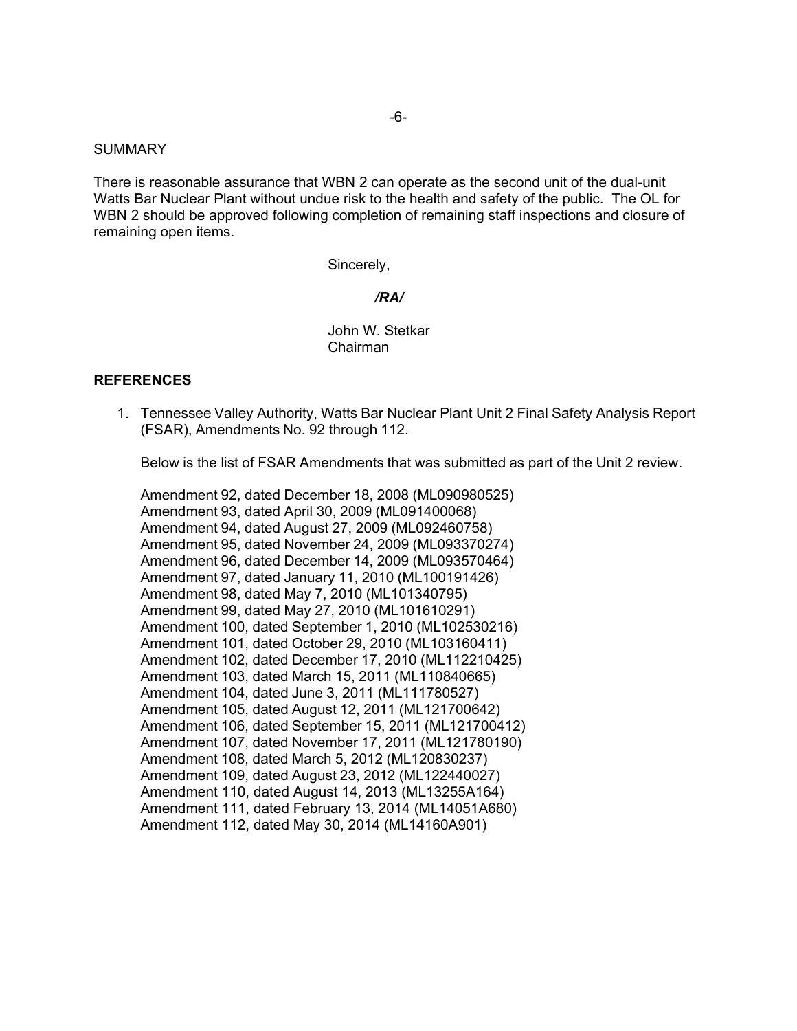SUMMARY

There is reasonable assurance that WBN 2 can operate as the second unit of the dual-unit Watts Bar Nuclear Plant without undue risk to the health and safety of the public. The OL for WBN 2 should be approved following completion of remaining staff inspections and closure of remaining open items.

Sincerely,

***/RA/***

John W. Stetkar
Chairman

**REFERENCES**

1. Tennessee Valley Authority, Watts Bar Nuclear Plant Unit 2 Final Safety Analysis Report (FSAR), Amendments No. 92 through 112.

   Below is the list of FSAR Amendments that was submitted as part of the Unit 2 review.

   Amendment 92, dated December 18, 2008 (ML090980525)
   Amendment 93, dated April 30, 2009 (ML091400068)
   Amendment 94, dated August 27, 2009 (ML092460758)
   Amendment 95, dated November 24, 2009 (ML093370274)
   Amendment 96, dated December 14, 2009 (ML093570464)
   Amendment 97, dated January 11, 2010 (ML100191426)
   Amendment 98, dated May 7, 2010 (ML101340795)
   Amendment 99, dated May 27, 2010 (ML101610291)
   Amendment 100, dated September 1, 2010 (ML102530216)
   Amendment 101, dated October 29, 2010 (ML103160411)
   Amendment 102, dated December 17, 2010 (ML112210425)
   Amendment 103, dated March 15, 2011 (ML110840665)
   Amendment 104, dated June 3, 2011 (ML111780527)
   Amendment 105, dated August 12, 2011 (ML121700642)
   Amendment 106, dated September 15, 2011 (ML121700412)
   Amendment 107, dated November 17, 2011 (ML121780190)
   Amendment 108, dated March 5, 2012 (ML120830237)
   Amendment 109, dated August 23, 2012 (ML122440027)
   Amendment 110, dated August 14, 2013 (ML13255A164)
   Amendment 111, dated February 13, 2014 (ML14051A680)
   Amendment 112, dated May 30, 2014 (ML14160A901)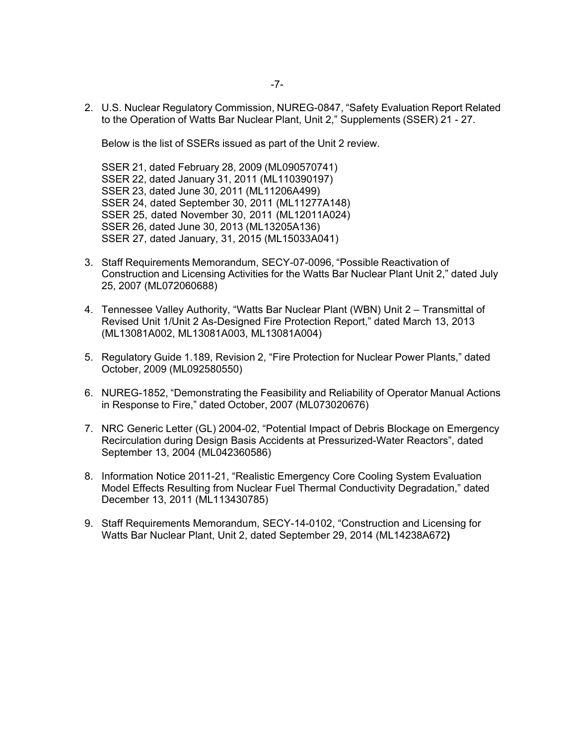2. U.S. Nuclear Regulatory Commission, NUREG-0847, "Safety Evaluation Report Related to the Operation of Watts Bar Nuclear Plant, Unit 2," Supplements (SSER) 21 - 27.

   Below is the list of SSERs issued as part of the Unit 2 review.

   SSER 21, dated February 28, 2009 (ML090570741)
   SSER 22, dated January 31, 2011 (ML110390197)
   SSER 23, dated June 30, 2011 (ML11206A499)
   SSER 24, dated September 30, 2011 (ML11277A148)
   SSER 25, dated November 30, 2011 (ML12011A024)
   SSER 26, dated June 30, 2013 (ML13205A136)
   SSER 27, dated January, 31, 2015 (ML15033A041)

3. Staff Requirements Memorandum, SECY-07-0096, "Possible Reactivation of Construction and Licensing Activities for the Watts Bar Nuclear Plant Unit 2," dated July 25, 2007 (ML072060688)

4. Tennessee Valley Authority, "Watts Bar Nuclear Plant (WBN) Unit 2 – Transmittal of Revised Unit 1/Unit 2 As-Designed Fire Protection Report," dated March 13, 2013 (ML13081A002, ML13081A003, ML13081A004)

5. Regulatory Guide 1.189, Revision 2, "Fire Protection for Nuclear Power Plants," dated October, 2009 (ML092580550)

6. NUREG-1852, "Demonstrating the Feasibility and Reliability of Operator Manual Actions in Response to Fire," dated October, 2007 (ML073020676)

7. NRC Generic Letter (GL) 2004-02, "Potential Impact of Debris Blockage on Emergency Recirculation during Design Basis Accidents at Pressurized-Water Reactors", dated September 13, 2004 (ML042360586)

8. Information Notice 2011-21, "Realistic Emergency Core Cooling System Evaluation Model Effects Resulting from Nuclear Fuel Thermal Conductivity Degradation," dated December 13, 2011 (ML113430785)

9. Staff Requirements Memorandum, SECY-14-0102, "Construction and Licensing for Watts Bar Nuclear Plant, Unit 2, dated September 29, 2014 (ML14238A672**)**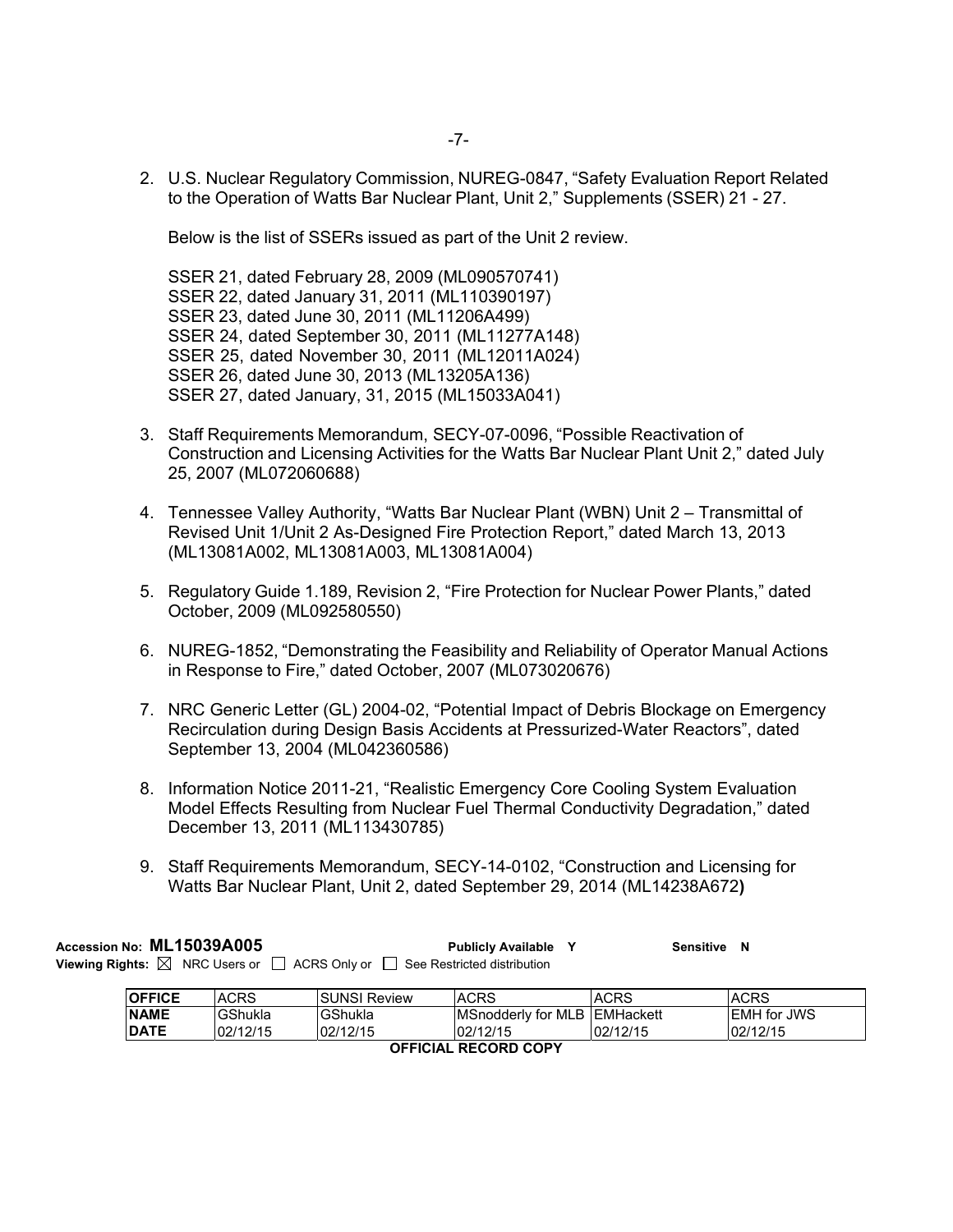2. U.S. Nuclear Regulatory Commission, NUREG-0847, "Safety Evaluation Report Related to the Operation of Watts Bar Nuclear Plant, Unit 2," Supplements (SSER) 21 - 27.

   Below is the list of SSERs issued as part of the Unit 2 review.

   SSER 21, dated February 28, 2009 (ML090570741)
   SSER 22, dated January 31, 2011 (ML110390197)
   SSER 23, dated June 30, 2011 (ML11206A499)
   SSER 24, dated September 30, 2011 (ML11277A148)
   SSER 25, dated November 30, 2011 (ML12011A024)
   SSER 26, dated June 30, 2013 (ML13205A136)
   SSER 27, dated January, 31, 2015 (ML15033A041)

3. Staff Requirements Memorandum, SECY-07-0096, "Possible Reactivation of Construction and Licensing Activities for the Watts Bar Nuclear Plant Unit 2," dated July 25, 2007 (ML072060688)

4. Tennessee Valley Authority, "Watts Bar Nuclear Plant (WBN) Unit 2 – Transmittal of Revised Unit 1/Unit 2 As-Designed Fire Protection Report," dated March 13, 2013 (ML13081A002, ML13081A003, ML13081A004)

5. Regulatory Guide 1.189, Revision 2, "Fire Protection for Nuclear Power Plants," dated October, 2009 (ML092580550)

6. NUREG-1852, "Demonstrating the Feasibility and Reliability of Operator Manual Actions in Response to Fire," dated October, 2007 (ML073020676)

7. NRC Generic Letter (GL) 2004-02, "Potential Impact of Debris Blockage on Emergency Recirculation during Design Basis Accidents at Pressurized-Water Reactors", dated September 13, 2004 (ML042360586)

8. Information Notice 2011-21, "Realistic Emergency Core Cooling System Evaluation Model Effects Resulting from Nuclear Fuel Thermal Conductivity Degradation," dated December 13, 2011 (ML113430785)

9. Staff Requirements Memorandum, SECY-14-0102, "Construction and Licensing for Watts Bar Nuclear Plant, Unit 2, dated September 29, 2014 (ML14238A672**)**

**Accession No: ML15039A005** **Publicly Available Y** **Sensitive N**

**Viewing Rights:** ☒ NRC Users or ☐ ACRS Only or ☐ See Restricted distribution

| **OFFICE** | ACRS | SUNSI Review | ACRS | ACRS | ACRS |
|---|---|---|---|---|---|
| **NAME** | GShukla | GShukla | MSnodderly for MLB | EMHackett | EMH for JWS |
| **DATE** | 02/12/15 | 02/12/15 | 02/12/15 | 02/12/15 | 02/12/15 |

**OFFICIAL RECORD COPY**